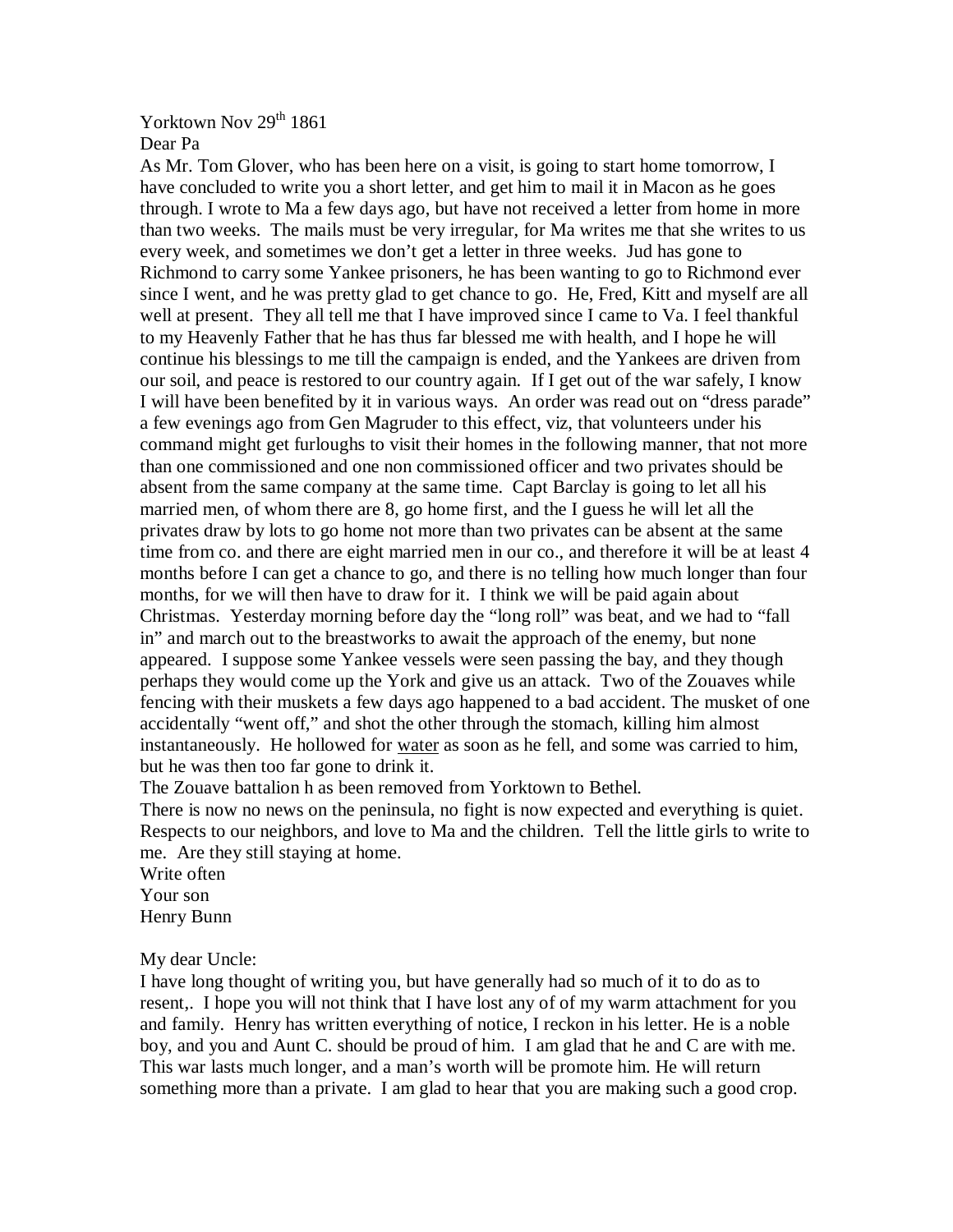Yorktown Nov 29th 1861

Dear Pa

As Mr. Tom Glover, who has been here on a visit, is going to start home tomorrow, I have concluded to write you a short letter, and get him to mail it in Macon as he goes through. I wrote to Ma a few days ago, but have not received a letter from home in more than two weeks. The mails must be very irregular, for Ma writes me that she writes to us every week, and sometimes we don't get a letter in three weeks. Jud has gone to Richmond to carry some Yankee prisoners, he has been wanting to go to Richmond ever since I went, and he was pretty glad to get chance to go. He, Fred, Kitt and myself are all well at present. They all tell me that I have improved since I came to Va. I feel thankful to my Heavenly Father that he has thus far blessed me with health, and I hope he will continue his blessings to me till the campaign is ended, and the Yankees are driven from our soil, and peace is restored to our country again. If I get out of the war safely, I know I will have been benefited by it in various ways. An order was read out on "dress parade" a few evenings ago from Gen Magruder to this effect, viz, that volunteers under his command might get furloughs to visit their homes in the following manner, that not more than one commissioned and one non commissioned officer and two privates should be absent from the same company at the same time. Capt Barclay is going to let all his married men, of whom there are 8, go home first, and the I guess he will let all the privates draw by lots to go home not more than two privates can be absent at the same time from co. and there are eight married men in our co., and therefore it will be at least 4 months before I can get a chance to go, and there is no telling how much longer than four months, for we will then have to draw for it. I think we will be paid again about Christmas. Yesterday morning before day the "long roll" was beat, and we had to "fall in" and march out to the breastworks to await the approach of the enemy, but none appeared. I suppose some Yankee vessels were seen passing the bay, and they though perhaps they would come up the York and give us an attack. Two of the Zouaves while fencing with their muskets a few days ago happened to a bad accident. The musket of one accidentally "went off," and shot the other through the stomach, killing him almost instantaneously. He hollowed for <u>water</u> as soon as he fell, and some was carried to him, but he was then too far gone to drink it.

The Zouave battalion h as been removed from Yorktown to Bethel.

There is now no news on the peninsula, no fight is now expected and everything is quiet. Respects to our neighbors, and love to Ma and the children. Tell the little girls to write to me. Are they still staying at home.

Write often

Your son

Henry Bunn

My dear Uncle:

I have long thought of writing you, but have generally had so much of it to do as to resent,. I hope you will not think that I have lost any of of my warm attachment for you and family. Henry has written everything of notice, I reckon in his letter. He is a noble boy, and you and Aunt C. should be proud of him. I am glad that he and C are with me. This war lasts much longer, and a man's worth will be promote him. He will return something more than a private. I am glad to hear that you are making such a good crop.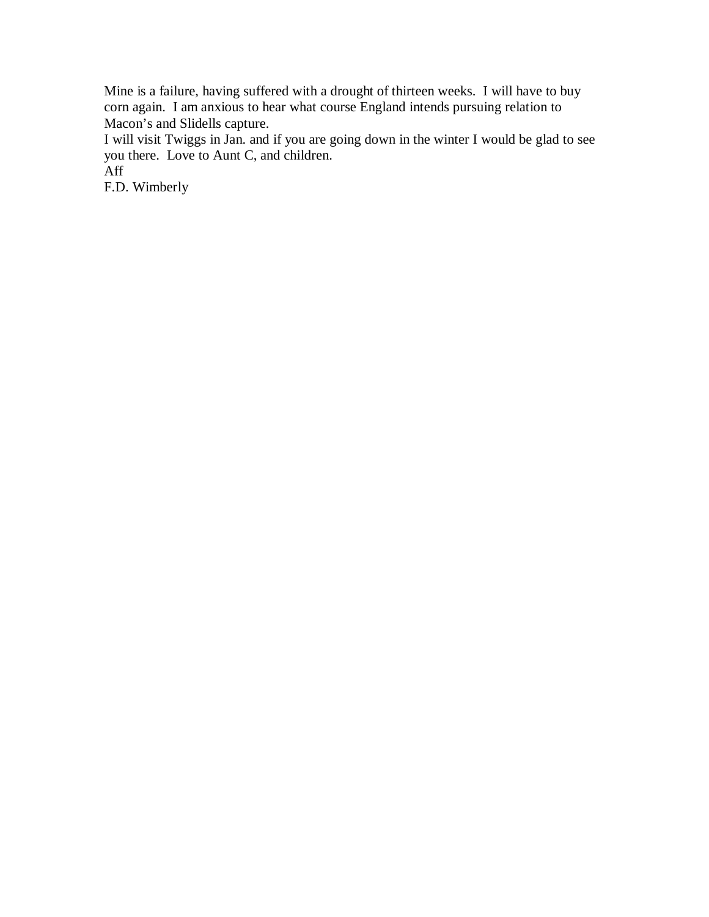Mine is a failure, having suffered with a drought of thirteen weeks. I will have to buy corn again. I am anxious to hear what course England intends pursuing relation to Macon's and Slidells capture.

I will visit Twiggs in Jan. and if you are going down in the winter I would be glad to see you there. Love to Aunt C, and children.

Aff

F.D. Wimberly